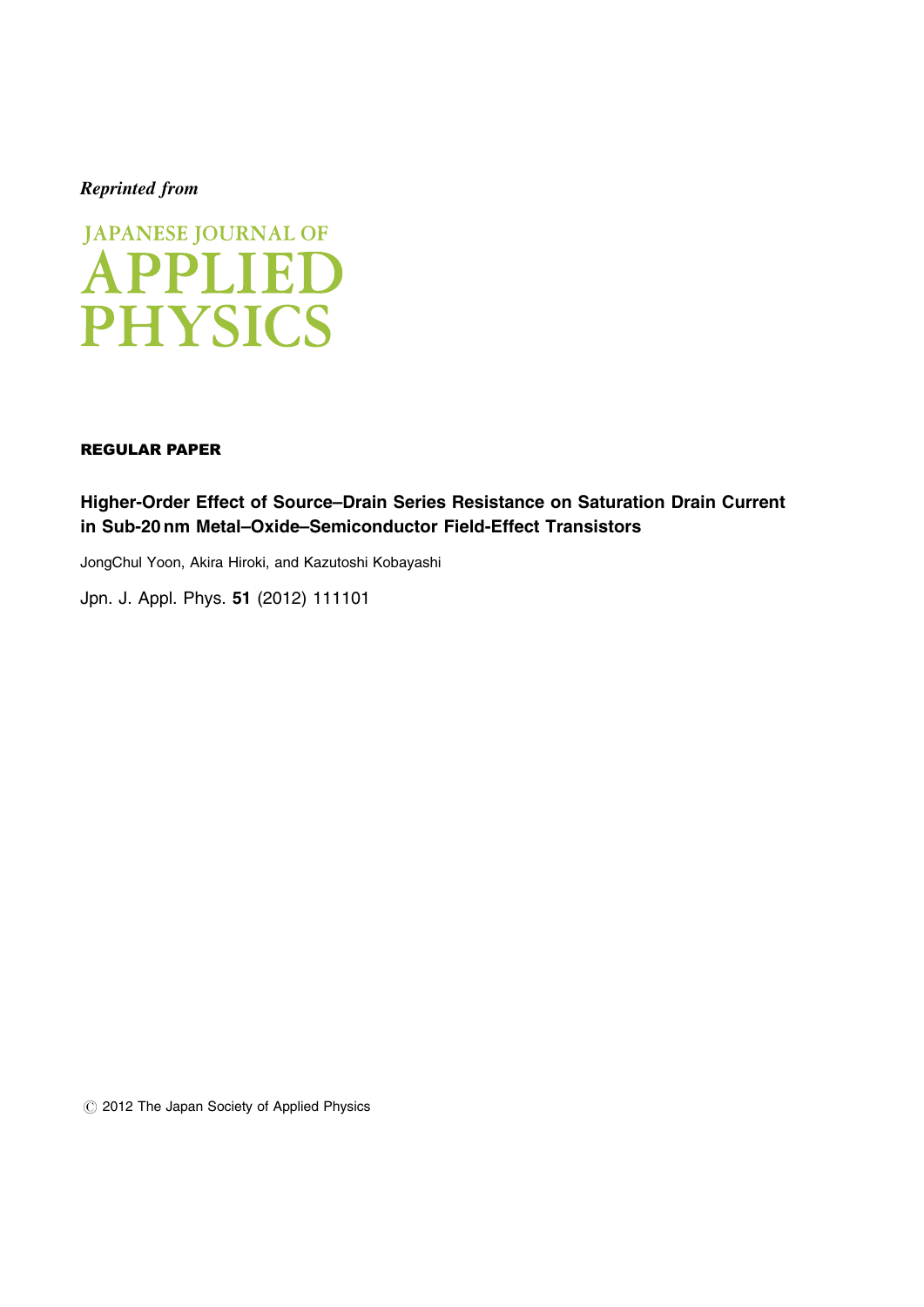*Reprinted from*

JAPANESE JOURNAL OF
APPLIED
PHYSICS

**REGULAR PAPER**

# Higher-Order Effect of Source–Drain Series Resistance on Saturation Drain Current in Sub-20 nm Metal–Oxide–Semiconductor Field-Effect Transistors

JongChul Yoon, Akira Hiroki, and Kazutoshi Kobayashi

Jpn. J. Appl. Phys. **51** (2012) 111101

© 2012 The Japan Society of Applied Physics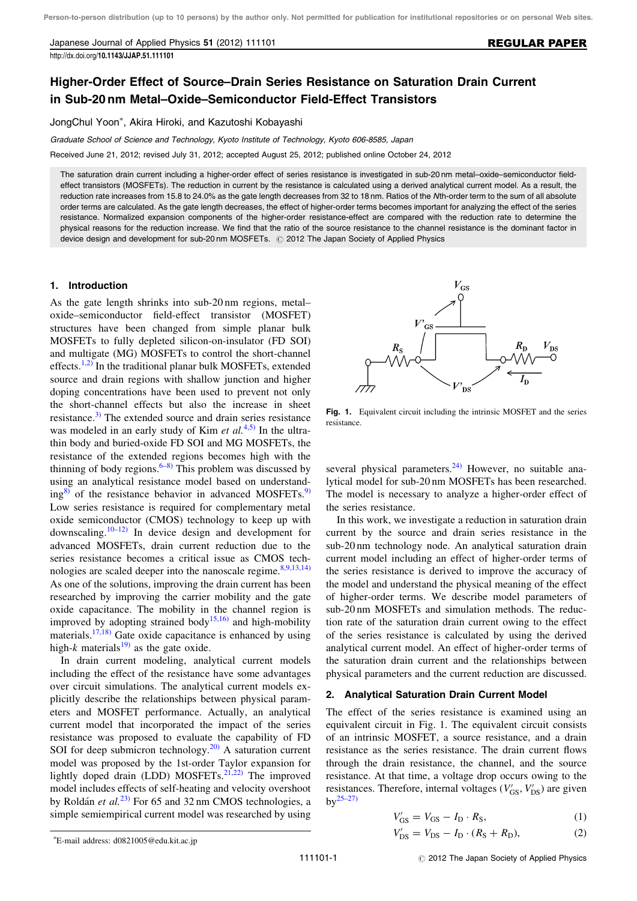# Higher-Order Effect of Source–Drain Series Resistance on Saturation Drain Current in Sub-20 nm Metal–Oxide–Semiconductor Field-Effect Transistors

JongChul Yoon*, Akira Hiroki, and Kazutoshi Kobayashi

*Graduate School of Science and Technology, Kyoto Institute of Technology, Kyoto 606-8585, Japan*

Received June 21, 2012; revised July 31, 2012; accepted August 25, 2012; published online October 24, 2012

The saturation drain current including a higher-order effect of series resistance is investigated in sub-20 nm metal–oxide–semiconductor field-effect transistors (MOSFETs). The reduction in current by the resistance is calculated using a derived analytical current model. As a result, the reduction rate increases from 15.8 to 24.0% as the gate length decreases from 32 to 18 nm. Ratios of the *N*th-order term to the sum of all absolute order terms are calculated. As the gate length decreases, the effect of higher-order terms becomes important for analyzing the effect of the series resistance. Normalized expansion components of the higher-order resistance-effect are compared with the reduction rate to determine the physical reasons for the reduction increase. We find that the ratio of the source resistance to the channel resistance is the dominant factor in device design and development for sub-20 nm MOSFETs. © 2012 The Japan Society of Applied Physics

## 1. Introduction

As the gate length shrinks into sub-20 nm regions, metal–oxide–semiconductor field-effect transistor (MOSFET) structures have been changed from simple planar bulk MOSFETs to fully depleted silicon-on-insulator (FD SOI) and multigate (MG) MOSFETs to control the short-channel effects.[1,2] In the traditional planar bulk MOSFETs, extended source and drain regions with shallow junction and higher doping concentrations have been used to prevent not only the short-channel effects but also the increase in sheet resistance.[3] The extended source and drain series resistance was modeled in an early study of Kim *et al.*[4,5] In the ultrathin body and buried-oxide FD SOI and MG MOSFETs, the resistance of the extended regions becomes high with the thinning of body regions.[6–8] This problem was discussed by using an analytical resistance model based on understanding[8] of the resistance behavior in advanced MOSFETs.[9] Low series resistance is required for complementary metal oxide semiconductor (CMOS) technology to keep up with downscaling.[10–12] In device design and development for advanced MOSFETs, drain current reduction due to the series resistance becomes a critical issue as CMOS technologies are scaled deeper into the nanoscale regime.[8,9,13,14] As one of the solutions, improving the drain current has been researched by improving the carrier mobility and the gate oxide capacitance. The mobility in the channel region is improved by adopting strained body[15,16] and high-mobility materials.[17,18] Gate oxide capacitance is enhanced by using high-*k* materials[19] as the gate oxide.

In drain current modeling, analytical current models including the effect of the resistance have some advantages over circuit simulations. The analytical current models explicitly describe the relationships between physical parameters and MOSFET performance. Actually, an analytical current model that incorporated the impact of the series resistance was proposed to evaluate the capability of FD SOI for deep submicron technology.[20] A saturation current model was proposed by the 1st-order Taylor expansion for lightly doped drain (LDD) MOSFETs.[21,22] The improved model includes effects of self-heating and velocity overshoot by Roldán *et al.*[23] For 65 and 32 nm CMOS technologies, a simple semiempirical current model was researched by using several physical parameters.[24] However, no suitable analytical model for sub-20 nm MOSFETs has been researched. The model is necessary to analyze a higher-order effect of the series resistance.

In this work, we investigate a reduction in saturation drain current by the source and drain series resistance in the sub-20 nm technology node. An analytical saturation drain current model including an effect of higher-order terms of the series resistance is derived to improve the accuracy of the model and understand the physical meaning of the effect of higher-order terms. We describe model parameters of sub-20 nm MOSFETs and simulation methods. The reduction rate of the saturation drain current owing to the effect of the series resistance is calculated by using the derived analytical current model. An effect of higher-order terms of the saturation drain current and the relationships between physical parameters and the current reduction are discussed.

Fig. 1. Equivalent circuit including the intrinsic MOSFET and the series resistance.

## 2. Analytical Saturation Drain Current Model

The effect of the series resistance is examined using an equivalent circuit in Fig. 1. The equivalent circuit consists of an intrinsic MOSFET, a source resistance, and a drain resistance as the series resistance. The drain current flows through the drain resistance, the channel, and the source resistance. At that time, a voltage drop occurs owing to the resistances. Therefore, internal voltages ($V'_{GS}$, $V'_{DS}$) are given by[25–27]

$$V'_{GS} = V_{GS} - I_D \cdot R_S, \tag{1}$$

$$V'_{DS} = V_{DS} - I_D \cdot (R_S + R_D), \tag{2}$$

*E-mail address: d0821005@edu.kit.ac.jp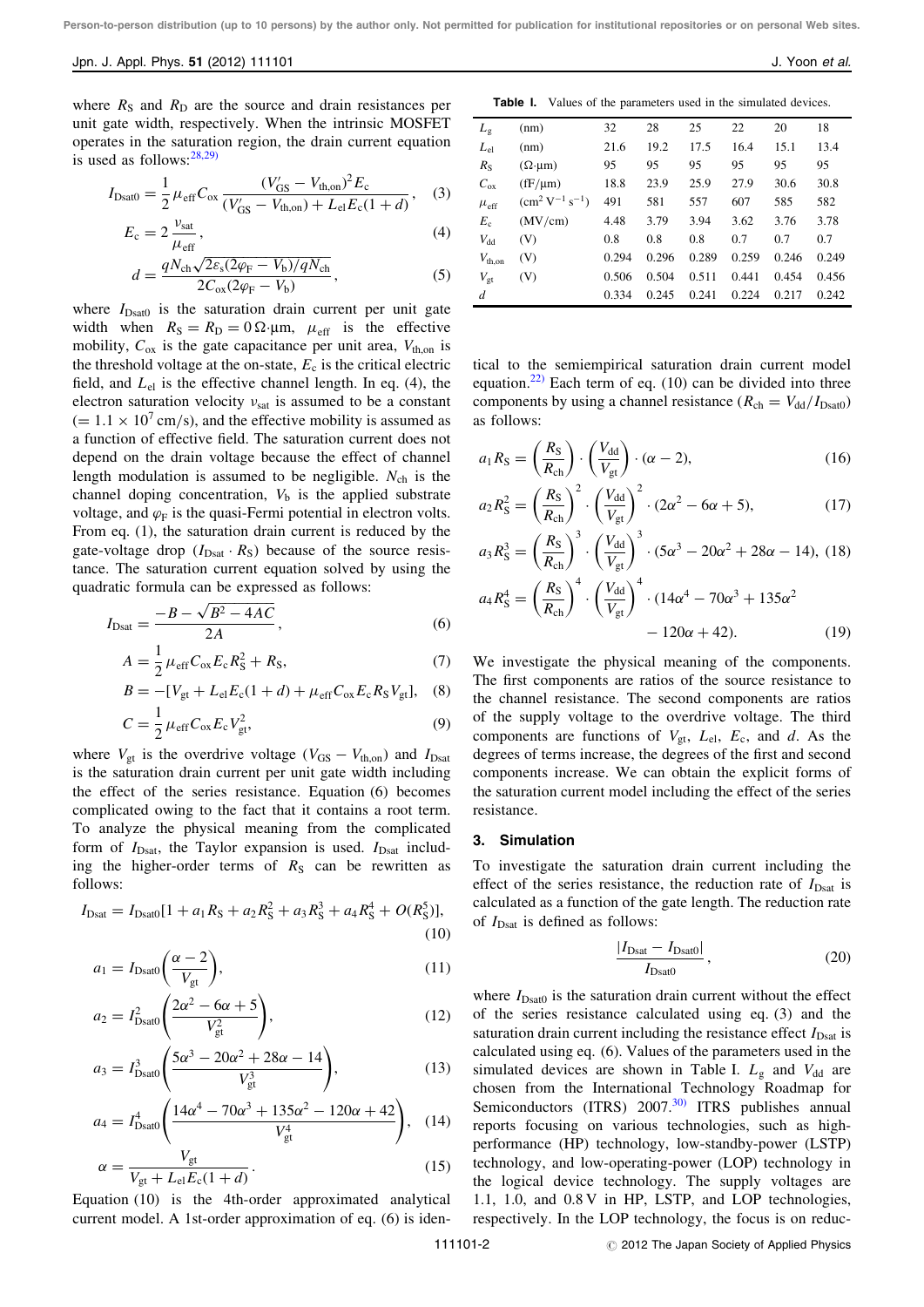where $R_S$ and $R_D$ are the source and drain resistances per unit gate width, respectively. When the intrinsic MOSFET operates in the saturation region, the drain current equation is used as follows:[28,29)]

$$I_{Dsat0} = \frac{1}{2}\mu_{eff}C_{ox}\frac{(V'_{GS} - V_{th,on})^2 E_c}{(V'_{GS} - V_{th,on}) + L_{el}E_c(1+d)}, \quad (3)$$

$$E_c = 2\frac{v_{sat}}{\mu_{eff}}, \quad (4)$$

$$d = \frac{qN_{ch}\sqrt{2\varepsilon_s(2\varphi_F - V_b)/qN_{ch}}}{2C_{ox}(2\varphi_F - V_b)}, \quad (5)$$

where $I_{Dsat0}$ is the saturation drain current per unit gate width when $R_S = R_D = 0\,\Omega\cdot\mu m$, $\mu_{eff}$ is the effective mobility, $C_{ox}$ is the gate capacitance per unit area, $V_{th,on}$ is the threshold voltage at the on-state, $E_c$ is the critical electric field, and $L_{el}$ is the effective channel length. In eq. (4), the electron saturation velocity $v_{sat}$ is assumed to be a constant ($= 1.1 \times 10^7$ cm/s), and the effective mobility is assumed as a function of effective field. The saturation current does not depend on the drain voltage because the effect of channel length modulation is assumed to be negligible. $N_{ch}$ is the channel doping concentration, $V_b$ is the applied substrate voltage, and $\varphi_F$ is the quasi-Fermi potential in electron volts. From eq. (1), the saturation drain current is reduced by the gate-voltage drop ($I_{Dsat} \cdot R_S$) because of the source resistance. The saturation current equation solved by using the quadratic formula can be expressed as follows:

$$I_{Dsat} = \frac{-B - \sqrt{B^2 - 4AC}}{2A}, \quad (6)$$

$$A = \frac{1}{2}\mu_{eff}C_{ox}E_c R_S^2 + R_S, \quad (7)$$

$$B = -[V_{gt} + L_{el}E_c(1+d) + \mu_{eff}C_{ox}E_c R_S V_{gt}], \quad (8)$$

$$C = \frac{1}{2}\mu_{eff}C_{ox}E_c V_{gt}^2, \quad (9)$$

where $V_{gt}$ is the overdrive voltage ($V_{GS} - V_{th,on}$) and $I_{Dsat}$ is the saturation drain current per unit gate width including the effect of the series resistance. Equation (6) becomes complicated owing to the fact that it contains a root term. To analyze the physical meaning from the complicated form of $I_{Dsat}$, the Taylor expansion is used. $I_{Dsat}$ including the higher-order terms of $R_S$ can be rewritten as follows:

$$I_{Dsat} = I_{Dsat0}[1 + a_1R_S + a_2R_S^2 + a_3R_S^3 + a_4R_S^4 + O(R_S^5)], \quad (10)$$

$$a_1 = I_{Dsat0}\left(\frac{\alpha - 2}{V_{gt}}\right), \quad (11)$$

$$a_2 = I_{Dsat0}^2\left(\frac{2\alpha^2 - 6\alpha + 5}{V_{gt}^2}\right), \quad (12)$$

$$a_3 = I_{Dsat0}^3\left(\frac{5\alpha^3 - 20\alpha^2 + 28\alpha - 14}{V_{gt}^3}\right), \quad (13)$$

$$a_4 = I_{Dsat0}^4\left(\frac{14\alpha^4 - 70\alpha^3 + 135\alpha^2 - 120\alpha + 42}{V_{gt}^4}\right), \quad (14)$$

$$\alpha = \frac{V_{gt}}{V_{gt} + L_{el}E_c(1+d)}. \quad (15)$$

Equation (10) is the 4th-order approximated analytical current model. A 1st-order approximation of eq. (6) is identical to the semiempirical saturation drain current model equation.[22)] Each term of eq. (10) can be divided into three components by using a channel resistance ($R_{ch} = V_{dd}/I_{Dsat0}$) as follows:

$$a_1R_S = \left(\frac{R_S}{R_{ch}}\right)\cdot\left(\frac{V_{dd}}{V_{gt}}\right)\cdot(\alpha - 2), \quad (16)$$

$$a_2R_S^2 = \left(\frac{R_S}{R_{ch}}\right)^2\cdot\left(\frac{V_{dd}}{V_{gt}}\right)^2\cdot(2\alpha^2 - 6\alpha + 5), \quad (17)$$

$$a_3R_S^3 = \left(\frac{R_S}{R_{ch}}\right)^3\cdot\left(\frac{V_{dd}}{V_{gt}}\right)^3\cdot(5\alpha^3 - 20\alpha^2 + 28\alpha - 14), \quad (18)$$

$$a_4R_S^4 = \left(\frac{R_S}{R_{ch}}\right)^4\cdot\left(\frac{V_{dd}}{V_{gt}}\right)^4\cdot(14\alpha^4 - 70\alpha^3 + 135\alpha^2 - 120\alpha + 42). \quad (19)$$

We investigate the physical meaning of the components. The first components are ratios of the source resistance to the channel resistance. The second components are ratios of the supply voltage to the overdrive voltage. The third components are functions of $V_{gt}$, $L_{el}$, $E_c$, and $d$. As the degrees of terms increase, the degrees of the first and second components increase. We can obtain the explicit forms of the saturation current model including the effect of the series resistance.

**Table I.** Values of the parameters used in the simulated devices.

| | | | | | | | |
|---|---|---|---|---|---|---|---|
| $L_g$ | (nm) | 32 | 28 | 25 | 22 | 20 | 18 |
| $L_{el}$ | (nm) | 21.6 | 19.2 | 17.5 | 16.4 | 15.1 | 13.4 |
| $R_S$ | ($\Omega\cdot\mu$m) | 95 | 95 | 95 | 95 | 95 | 95 |
| $C_{ox}$ | (fF/$\mu$m) | 18.8 | 23.9 | 25.9 | 27.9 | 30.6 | 30.8 |
| $\mu_{eff}$ | (cm$^2$ V$^{-1}$ s$^{-1}$) | 491 | 581 | 557 | 607 | 585 | 582 |
| $E_c$ | (MV/cm) | 4.48 | 3.79 | 3.94 | 3.62 | 3.76 | 3.78 |
| $V_{dd}$ | (V) | 0.8 | 0.8 | 0.8 | 0.7 | 0.7 | 0.7 |
| $V_{th,on}$ | (V) | 0.294 | 0.296 | 0.289 | 0.259 | 0.246 | 0.249 |
| $V_{gt}$ | (V) | 0.506 | 0.504 | 0.511 | 0.441 | 0.454 | 0.456 |
| $d$ | | 0.334 | 0.245 | 0.241 | 0.224 | 0.217 | 0.242 |

## 3. Simulation

To investigate the saturation drain current including the effect of the series resistance, the reduction rate of $I_{Dsat}$ is calculated as a function of the gate length. The reduction rate of $I_{Dsat}$ is defined as follows:

$$\frac{|I_{Dsat} - I_{Dsat0}|}{I_{Dsat0}}, \quad (20)$$

where $I_{Dsat0}$ is the saturation drain current without the effect of the series resistance calculated using eq. (3) and the saturation drain current including the resistance effect $I_{Dsat}$ is calculated using eq. (6). Values of the parameters used in the simulated devices are shown in Table I. $L_g$ and $V_{dd}$ are chosen from the International Technology Roadmap for Semiconductors (ITRS) 2007.[30)] ITRS publishes annual reports focusing on various technologies, such as high-performance (HP) technology, low-standby-power (LSTP) technology, and low-operating-power (LOP) technology in the logical device technology. The supply voltages are 1.1, 1.0, and 0.8 V in HP, LSTP, and LOP technologies, respectively. In the LOP technology, the focus is on reduc-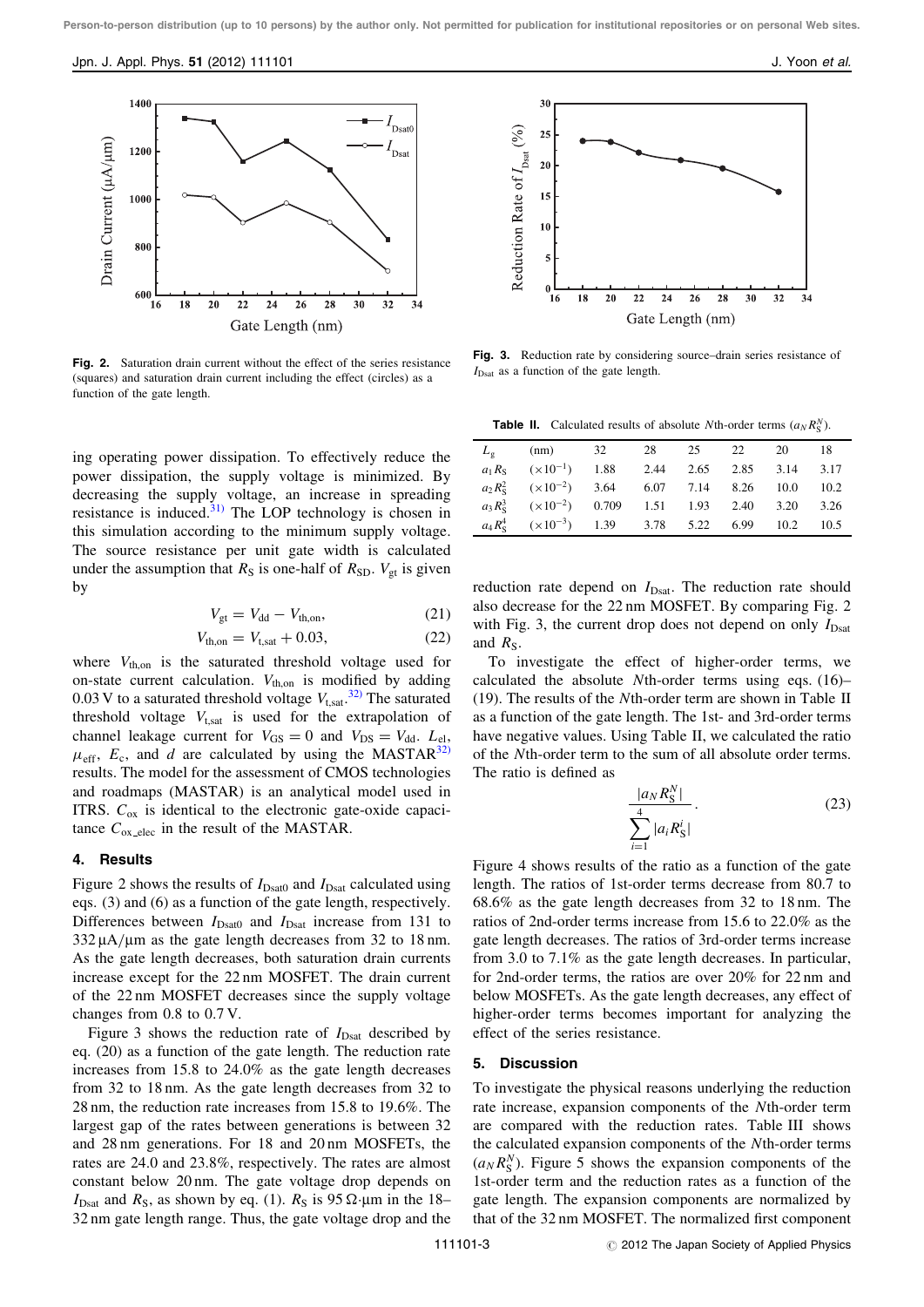**Fig. 2.** Saturation drain current without the effect of the series resistance (squares) and saturation drain current including the effect (circles) as a function of the gate length.

**Fig. 3.** Reduction rate by considering source–drain series resistance of $I_{Dsat}$ as a function of the gate length.

ing operating power dissipation. To effectively reduce the power dissipation, the supply voltage is minimized. By decreasing the supply voltage, an increase in spreading resistance is induced.[31] The LOP technology is chosen in this simulation according to the minimum supply voltage. The source resistance per unit gate width is calculated under the assumption that $R_S$ is one-half of $R_{SD}$. $V_{gt}$ is given by

$$V_{gt} = V_{dd} - V_{th,on}, \tag{21}$$

$$V_{th,on} = V_{t,sat} + 0.03, \tag{22}$$

where $V_{th,on}$ is the saturated threshold voltage used for on-state current calculation. $V_{th,on}$ is modified by adding 0.03 V to a saturated threshold voltage $V_{t,sat}$.[32] The saturated threshold voltage $V_{t,sat}$ is used for the extrapolation of channel leakage current for $V_{GS} = 0$ and $V_{DS} = V_{dd}$. $L_{el}$, $\mu_{eff}$, $E_c$, and $d$ are calculated by using the MASTAR[32] results. The model for the assessment of CMOS technologies and roadmaps (MASTAR) is an analytical model used in ITRS. $C_{ox}$ is identical to the electronic gate-oxide capacitance $C_{ox\_elec}$ in the result of the MASTAR.

## 4. Results

Figure 2 shows the results of $I_{Dsat0}$ and $I_{Dsat}$ calculated using eqs. (3) and (6) as a function of the gate length, respectively. Differences between $I_{Dsat0}$ and $I_{Dsat}$ increase from 131 to 332 μA/μm as the gate length decreases from 32 to 18 nm. As the gate length decreases, both saturation drain currents increase except for the 22 nm MOSFET. The drain current of the 22 nm MOSFET decreases since the supply voltage changes from 0.8 to 0.7 V.

Figure 3 shows the reduction rate of $I_{Dsat}$ described by eq. (20) as a function of the gate length. The reduction rate increases from 15.8 to 24.0% as the gate length decreases from 32 to 18 nm. As the gate length decreases from 32 to 28 nm, the reduction rate increases from 15.8 to 19.6%. The largest gap of the rates between generations is between 32 and 28 nm generations. For 18 and 20 nm MOSFETs, the rates are 24.0 and 23.8%, respectively. The rates are almost constant below 20 nm. The gate voltage drop depends on $I_{Dsat}$ and $R_S$, as shown by eq. (1). $R_S$ is 95 Ω·μm in the 18–32 nm gate length range. Thus, the gate voltage drop and the reduction rate depend on $I_{Dsat}$. The reduction rate should also decrease for the 22 nm MOSFET. By comparing Fig. 2 with Fig. 3, the current drop does not depend on only $I_{Dsat}$ and $R_S$.

**Table II.** Calculated results of absolute $N$th-order terms ($a_N R_S^N$).

| $L_g$ | (nm) | 32 | 28 | 25 | 22 | 20 | 18 |
|---|---|---|---|---|---|---|---|
| $a_1 R_S$ | ($\times 10^{-1}$) | 1.88 | 2.44 | 2.65 | 2.85 | 3.14 | 3.17 |
| $a_2 R_S^2$ | ($\times 10^{-2}$) | 3.64 | 6.07 | 7.14 | 8.26 | 10.0 | 10.2 |
| $a_3 R_S^3$ | ($\times 10^{-2}$) | 0.709 | 1.51 | 1.93 | 2.40 | 3.20 | 3.26 |
| $a_4 R_S^4$ | ($\times 10^{-3}$) | 1.39 | 3.78 | 5.22 | 6.99 | 10.2 | 10.5 |

To investigate the effect of higher-order terms, we calculated the absolute $N$th-order terms using eqs. (16)–(19). The results of the $N$th-order term are shown in Table II as a function of the gate length. The 1st- and 3rd-order terms have negative values. Using Table II, we calculated the ratio of the $N$th-order term to the sum of all absolute order terms. The ratio is defined as

$$\frac{|a_N R_S^N|}{\sum_{i=1}^{4} |a_i R_S^i|}. \tag{23}$$

Figure 4 shows results of the ratio as a function of the gate length. The ratios of 1st-order terms decrease from 80.7 to 68.6% as the gate length decreases from 32 to 18 nm. The ratios of 2nd-order terms increase from 15.6 to 22.0% as the gate length decreases. The ratios of 3rd-order terms increase from 3.0 to 7.1% as the gate length decreases. In particular, for 2nd-order terms, the ratios are over 20% for 22 nm and below MOSFETs. As the gate length decreases, any effect of higher-order terms becomes important for analyzing the effect of the series resistance.

## 5. Discussion

To investigate the physical reasons underlying the reduction rate increase, expansion components of the $N$th-order term are compared with the reduction rates. Table III shows the calculated expansion components of the $N$th-order terms ($a_N R_S^N$). Figure 5 shows the expansion components of the 1st-order term and the reduction rates as a function of the gate length. The expansion components are normalized by that of the 32 nm MOSFET. The normalized first component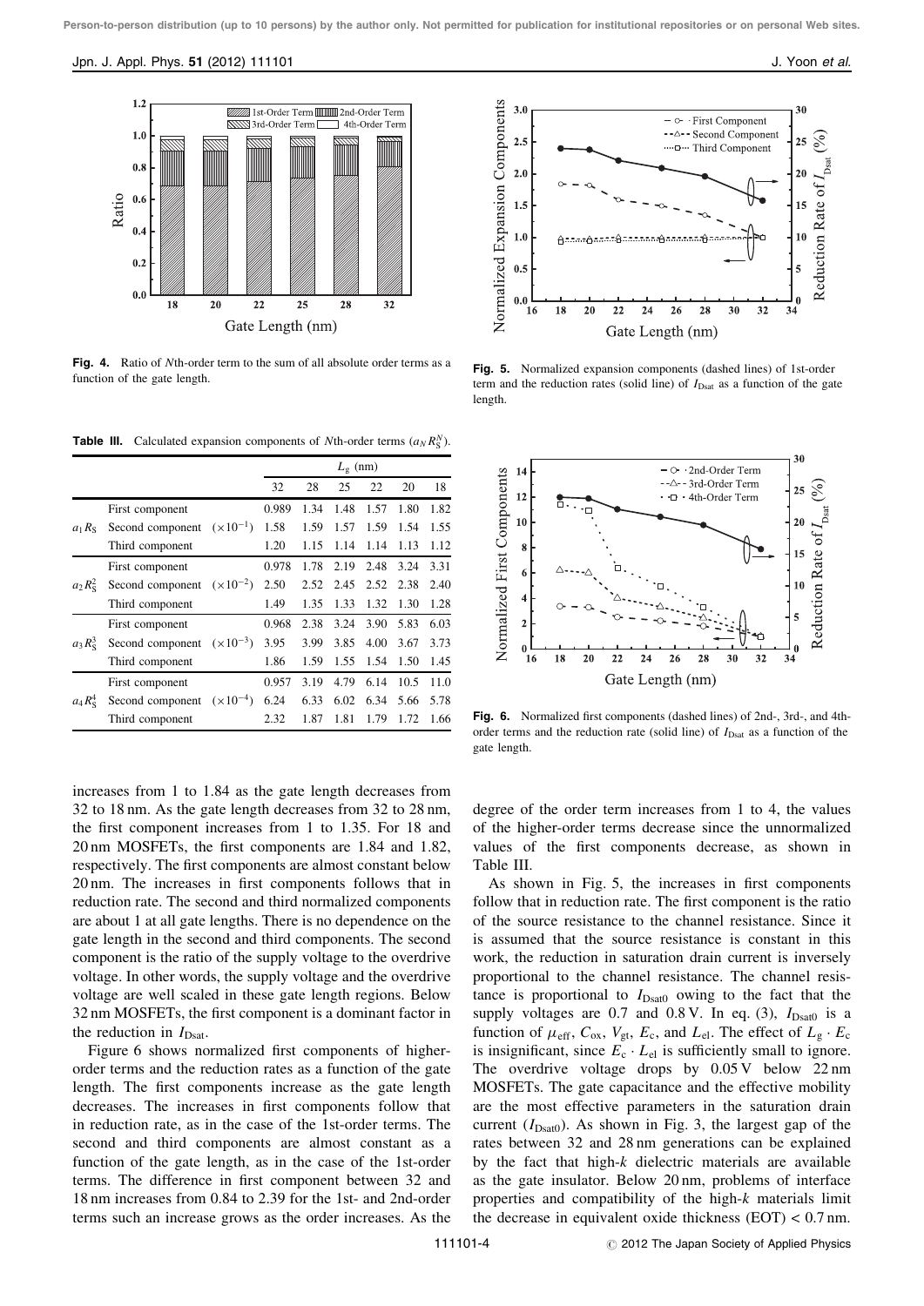Fig. 4. Ratio of $N$th-order term to the sum of all absolute order terms as a function of the gate length.

Fig. 5. Normalized expansion components (dashed lines) of 1st-order term and the reduction rates (solid line) of $I_{Dsat}$ as a function of the gate length.

**Table III.** Calculated expansion components of $N$th-order terms ($a_N R_S^N$).

| | | | $L_g$ (nm) | | | | | |
|---|---|---|---|---|---|---|---|---|
| | | | 32 | 28 | 25 | 22 | 20 | 18 |
| $a_1 R_S$ | First component | | 0.989 | 1.34 | 1.48 | 1.57 | 1.80 | 1.82 |
| | Second component | $(\times 10^{-1})$ | 1.58 | 1.59 | 1.57 | 1.59 | 1.54 | 1.55 |
| | Third component | | 1.20 | 1.15 | 1.14 | 1.14 | 1.13 | 1.12 |
| $a_2 R_S^2$ | First component | | 0.978 | 1.78 | 2.19 | 2.48 | 3.24 | 3.31 |
| | Second component | $(\times 10^{-2})$ | 2.50 | 2.52 | 2.45 | 2.52 | 2.38 | 2.40 |
| | Third component | | 1.49 | 1.35 | 1.33 | 1.32 | 1.30 | 1.28 |
| $a_3 R_S^3$ | First component | | 0.968 | 2.38 | 3.24 | 3.90 | 5.83 | 6.03 |
| | Second component | $(\times 10^{-3})$ | 3.95 | 3.99 | 3.85 | 4.00 | 3.67 | 3.73 |
| | Third component | | 1.86 | 1.59 | 1.55 | 1.54 | 1.50 | 1.45 |
| $a_4 R_S^4$ | First component | | 0.957 | 3.19 | 4.79 | 6.14 | 10.5 | 11.0 |
| | Second component | $(\times 10^{-4})$ | 6.24 | 6.33 | 6.02 | 6.34 | 5.66 | 5.78 |
| | Third component | | 2.32 | 1.87 | 1.81 | 1.79 | 1.72 | 1.66 |

Fig. 6. Normalized first components (dashed lines) of 2nd-, 3rd-, and 4th-order terms and the reduction rate (solid line) of $I_{Dsat}$ as a function of the gate length.

increases from 1 to 1.84 as the gate length decreases from 32 to 18 nm. As the gate length decreases from 32 to 28 nm, the first component increases from 1 to 1.35. For 18 and 20 nm MOSFETs, the first components are 1.84 and 1.82, respectively. The first components are almost constant below 20 nm. The increases in first components follows that in reduction rate. The second and third normalized components are about 1 at all gate lengths. There is no dependence on the gate length in the second and third components. The second component is the ratio of the supply voltage to the overdrive voltage. In other words, the supply voltage and the overdrive voltage are well scaled in these gate length regions. Below 32 nm MOSFETs, the first component is a dominant factor in the reduction in $I_{Dsat}$.

Figure 6 shows normalized first components of higher-order terms and the reduction rates as a function of the gate length. The first components increase as the gate length decreases. The increases in first components follow that in reduction rate, as in the case of the 1st-order terms. The second and third components are almost constant as a function of the gate length, as in the case of the 1st-order terms. The difference in first component between 32 and 18 nm increases from 0.84 to 2.39 for the 1st- and 2nd-order terms such an increase grows as the order increases. As the degree of the order term increases from 1 to 4, the values of the higher-order terms decrease since the unnormalized values of the first components decrease, as shown in Table III.

As shown in Fig. 5, the increases in first components follow that in reduction rate. The first component is the ratio of the source resistance to the channel resistance. Since it is assumed that the source resistance is constant in this work, the reduction in saturation drain current is inversely proportional to the channel resistance. The channel resistance is proportional to $I_{Dsat0}$ owing to the fact that the supply voltages are 0.7 and 0.8 V. In eq. (3), $I_{Dsat0}$ is a function of $\mu_{eff}$, $C_{ox}$, $V_{gt}$, $E_c$, and $L_{el}$. The effect of $L_g \cdot E_c$ is insignificant, since $E_c \cdot L_{el}$ is sufficiently small to ignore. The overdrive voltage drops by 0.05 V below 22 nm MOSFETs. The gate capacitance and the effective mobility are the most effective parameters in the saturation drain current ($I_{Dsat0}$). As shown in Fig. 3, the largest gap of the rates between 32 and 28 nm generations can be explained by the fact that high-$k$ dielectric materials are available as the gate insulator. Below 20 nm, problems of interface properties and compatibility of the high-$k$ materials limit the decrease in equivalent oxide thickness (EOT) < 0.7 nm.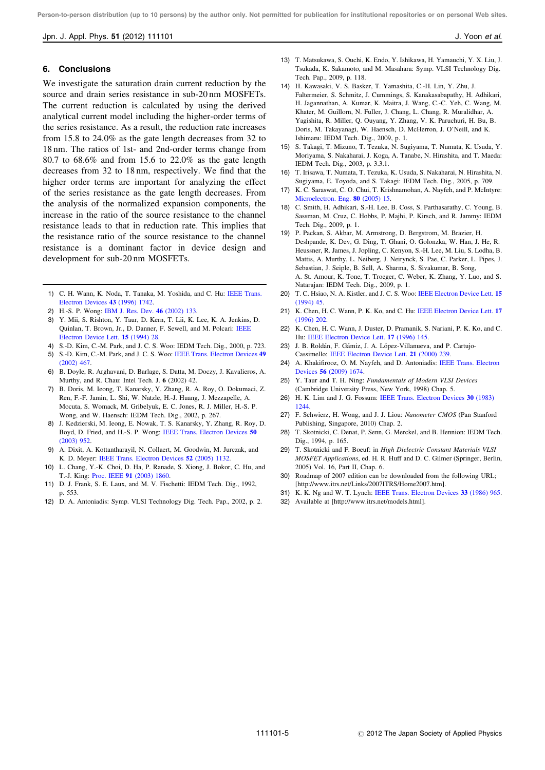## 6. Conclusions

We investigate the saturation drain current reduction by the source and drain series resistance in sub-20 nm MOSFETs. The current reduction is calculated by using the derived analytical current model including the higher-order terms of the series resistance. As a result, the reduction rate increases from 15.8 to 24.0% as the gate length decreases from 32 to 18 nm. The ratios of 1st- and 2nd-order terms change from 80.7 to 68.6% and from 15.6 to 22.0% as the gate length decreases from 32 to 18 nm, respectively. We find that the higher order terms are important for analyzing the effect of the series resistance as the gate length decreases. From the analysis of the normalized expansion components, the increase in the ratio of the source resistance to the channel resistance leads to that in reduction rate. This implies that the resistance ratio of the source resistance to the channel resistance is a dominant factor in device design and development for sub-20 nm MOSFETs.

1) C. H. Wann, K. Noda, T. Tanaka, M. Yoshida, and C. Hu: IEEE Trans. Electron Devices **43** (1996) 1742.
2) H.-S. P. Wong: IBM J. Res. Dev. **46** (2002) 133.
3) Y. Mii, S. Rishton, Y. Taur, D. Kern, T. Lii, K. Lee, K. A. Jenkins, D. Quinlan, T. Brown, Jr., D. Danner, F. Sewell, and M. Polcari: IEEE Electron Device Lett. **15** (1994) 28.
4) S.-D. Kim, C.-M. Park, and J. C. S. Woo: IEDM Tech. Dig., 2000, p. 723.
5) S.-D. Kim, C.-M. Park, and J. C. S. Woo: IEEE Trans. Electron Devices **49** (2002) 467.
6) B. Doyle, R. Arghavani, D. Barlage, S. Datta, M. Doczy, J. Kavalieros, A. Murthy, and R. Chau: Intel Tech. J. **6** (2002) 42.
7) B. Doris, M. Ieong, T. Kanarsky, Y. Zhang, R. A. Roy, O. Dokumaci, Z. Ren, F.-F. Jamin, L. Shi, W. Natzle, H.-J. Huang, J. Mezzapelle, A. Mocuta, S. Womack, M. Gribelyuk, E. C. Jones, R. J. Miller, H.-S. P. Wong, and W. Haensch: IEDM Tech. Dig., 2002, p. 267.
8) J. Kedzierski, M. Ieong, E. Nowak, T. S. Kanarsky, Y. Zhang, R. Roy, D. Boyd, D. Fried, and H.-S. P. Wong: IEEE Trans. Electron Devices **50** (2003) 952.
9) A. Dixit, A. Kottantharayil, N. Collaert, M. Goodwin, M. Jurczak, and K. D. Meyer: IEEE Trans. Electron Devices **52** (2005) 1132.
10) L. Chang, Y.-K. Choi, D. Ha, P. Ranade, S. Xiong, J. Bokor, C. Hu, and T.-J. King: Proc. IEEE **91** (2003) 1860.
11) D. J. Frank, S. E. Laux, and M. V. Fischetti: IEDM Tech. Dig., 1992, p. 553.
12) D. A. Antoniadis: Symp. VLSI Technology Dig. Tech. Pap., 2002, p. 2.
13) T. Matsukawa, S. Ouchi, K. Endo, Y. Ishikawa, H. Yamauchi, Y. X. Liu, J. Tsukada, K. Sakamoto, and M. Masahara: Symp. VLSI Technology Dig. Tech. Pap., 2009, p. 118.
14) H. Kawasaki, V. S. Basker, T. Yamashita, C.-H. Lin, Y. Zhu, J. Faltermeier, S. Schmitz, J. Cummings, S. Kanakasabapathy, H. Adhikari, H. Jagannathan, A. Kumar, K. Maitra, J. Wang, C.-C. Yeh, C. Wang, M. Khater, M. Guillorn, N. Fuller, J. Chang, L. Chang, R. Muralidhar, A. Yagishita, R. Miller, Q. Ouyang, Y. Zhang, V. K. Paruchuri, H. Bu, B. Doris, M. Takayanagi, W. Haensch, D. McHerron, J. O'Neill, and K. Ishimaru: IEDM Tech. Dig., 2009, p. 1.
15) S. Takagi, T. Mizuno, T. Tezuka, N. Sugiyama, T. Numata, K. Usuda, Y. Moriyama, S. Nakaharai, J. Koga, A. Tanabe, N. Hirashita, and T. Maeda: IEDM Tech. Dig., 2003, p. 3.3.1.
16) T. Irisawa, T. Numata, T. Tezuka, K. Usuda, S. Nakaharai, N. Hirashita, N. Sugiyama, E. Toyoda, and S. Takagi: IEDM Tech. Dig., 2005, p. 709.
17) K. C. Saraswat, C. O. Chui, T. Krishnamohan, A. Nayfeh, and P. McIntyre: Microelectron. Eng. **80** (2005) 15.
18) C. Smith, H. Adhikari, S.-H. Lee, B. Coss, S. Parthasarathy, C. Young, B. Sassman, M. Cruz, C. Hobbs, P. Majhi, P. Kirsch, and R. Jammy: IEDM Tech. Dig., 2009, p. 1.
19) P. Packan, S. Akbar, M. Armstrong, D. Bergstrom, M. Brazier, H. Deshpande, K. Dev, G. Ding, T. Ghani, O. Golonzka, W. Han, J. He, R. Heussner, R. James, J. Jopling, C. Kenyon, S.-H. Lee, M. Liu, S. Lodha, B. Mattis, A. Murthy, L. Neiberg, J. Neirynck, S. Pae, C. Parker, L. Pipes, J. Sebastian, J. Seiple, B. Sell, A. Sharma, S. Sivakumar, B. Song, A. St. Amour, K. Tone, T. Troeger, C. Weber, K. Zhang, Y. Luo, and S. Natarajan: IEDM Tech. Dig., 2009, p. 1.
20) T. C. Hsiao, N. A. Kistler, and J. C. S. Woo: IEEE Electron Device Lett. **15** (1994) 45.
21) K. Chen, H. C. Wann, P. K. Ko, and C. Hu: IEEE Electron Device Lett. **17** (1996) 202.
22) K. Chen, H. C. Wann, J. Duster, D. Pramanik, S. Nariani, P. K. Ko, and C. Hu: IEEE Electron Device Lett. **17** (1996) 145.
23) J. B. Roldán, F. Gámiz, J. A. López-Villanueva, and P. Cartujo-Cassimello: IEEE Electron Device Lett. **21** (2000) 239.
24) A. Khakifirooz, O. M. Nayfeh, and D. Antoniadis: IEEE Trans. Electron Devices **56** (2009) 1674.
25) Y. Taur and T. H. Ning: *Fundamentals of Modern VLSI Devices* (Cambridge University Press, New York, 1998) Chap. 5.
26) H. K. Lim and J. G. Fossum: IEEE Trans. Electron Devices **30** (1983) 1244.
27) F. Schwierz, H. Wong, and J. J. Liou: *Nanometer CMOS* (Pan Stanford Publishing, Singapore, 2010) Chap. 2.
28) T. Skotnicki, C. Denat, P. Senn, G. Merckel, and B. Hennion: IEDM Tech. Dig., 1994, p. 165.
29) T. Skotnicki and F. Boeuf: in *High Dielectric Constant Materials VLSI MOSFET Applications*, ed. H. R. Huff and D. C. Gilmer (Springer, Berlin, 2005) Vol. 16, Part II, Chap. 6.
30) Roadmap of 2007 edition can be downloaded from the following URL; [http://www.itrs.net/Links/2007ITRS/Home2007.htm].
31) K. K. Ng and W. T. Lynch: IEEE Trans. Electron Devices **33** (1986) 965.
32) Available at [http://www.itrs.net/models.html].